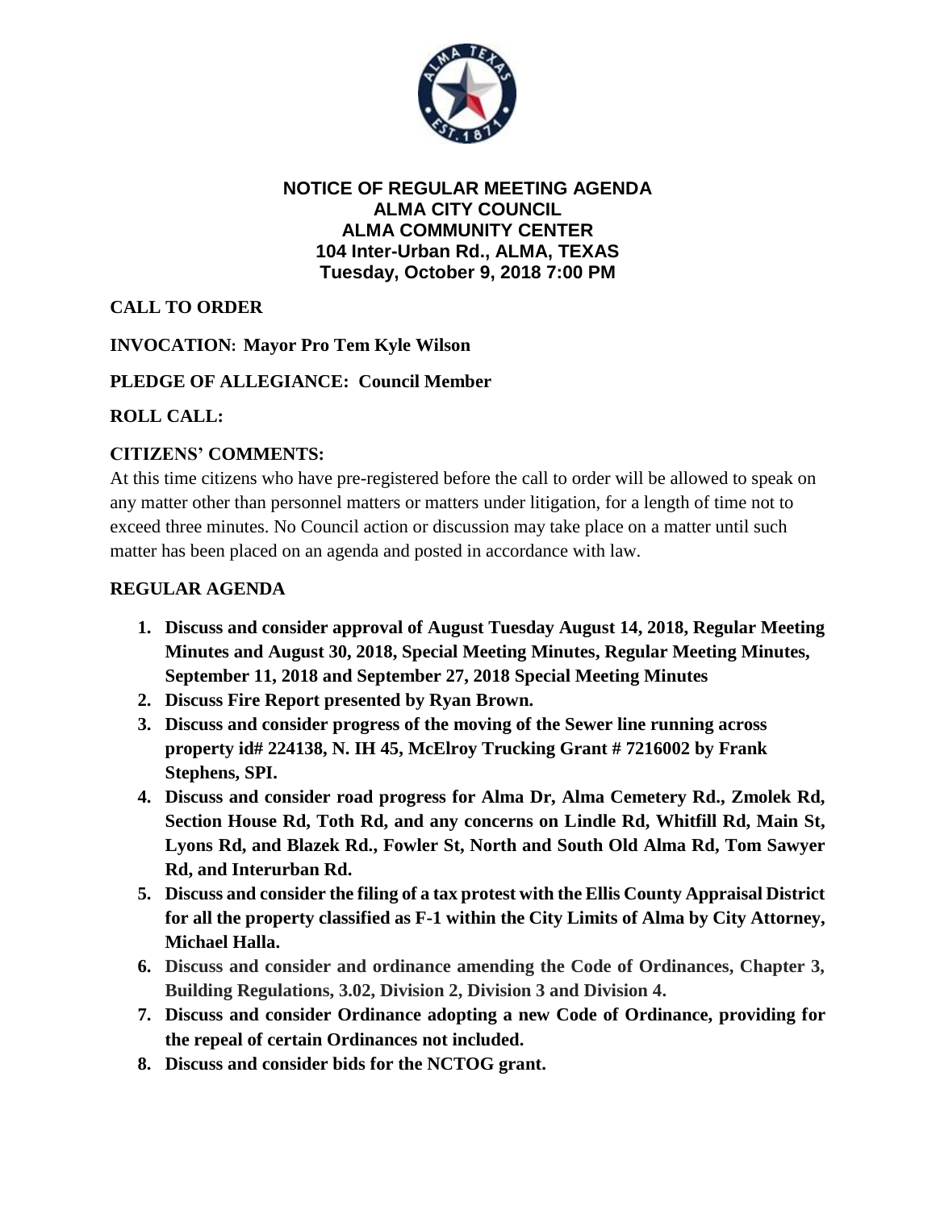**NOTICE OF REGULAR MEETING AGENDA**
**ALMA CITY COUNCIL**
**ALMA COMMUNITY CENTER**
**104 Inter-Urban Rd., ALMA, TEXAS**
**Tuesday, October 9, 2018 7:00 PM**

**CALL TO ORDER**

**INVOCATION: Mayor Pro Tem Kyle Wilson**

**PLEDGE OF ALLEGIANCE: Council Member**

**ROLL CALL:**

**CITIZENS' COMMENTS:**

At this time citizens who have pre-registered before the call to order will be allowed to speak on any matter other than personnel matters or matters under litigation, for a length of time not to exceed three minutes. No Council action or discussion may take place on a matter until such matter has been placed on an agenda and posted in accordance with law.

**REGULAR AGENDA**

1. **Discuss and consider approval of August Tuesday August 14, 2018, Regular Meeting Minutes and August 30, 2018, Special Meeting Minutes, Regular Meeting Minutes, September 11, 2018 and September 27, 2018 Special Meeting Minutes**
2. **Discuss Fire Report presented by Ryan Brown.**
3. **Discuss and consider progress of the moving of the Sewer line running across property id# 224138, N. IH 45, McElroy Trucking Grant # 7216002 by Frank Stephens, SPI.**
4. **Discuss and consider road progress for Alma Dr, Alma Cemetery Rd., Zmolek Rd, Section House Rd, Toth Rd, and any concerns on Lindle Rd, Whitfill Rd, Main St, Lyons Rd, and Blazek Rd., Fowler St, North and South Old Alma Rd, Tom Sawyer Rd, and Interurban Rd.**
5. **Discuss and consider the filing of a tax protest with the Ellis County Appraisal District for all the property classified as F-1 within the City Limits of Alma by City Attorney, Michael Halla.**
6. **Discuss and consider and ordinance amending the Code of Ordinances, Chapter 3, Building Regulations, 3.02, Division 2, Division 3 and Division 4.**
7. **Discuss and consider Ordinance adopting a new Code of Ordinance, providing for the repeal of certain Ordinances not included.**
8. **Discuss and consider bids for the NCTOG grant.**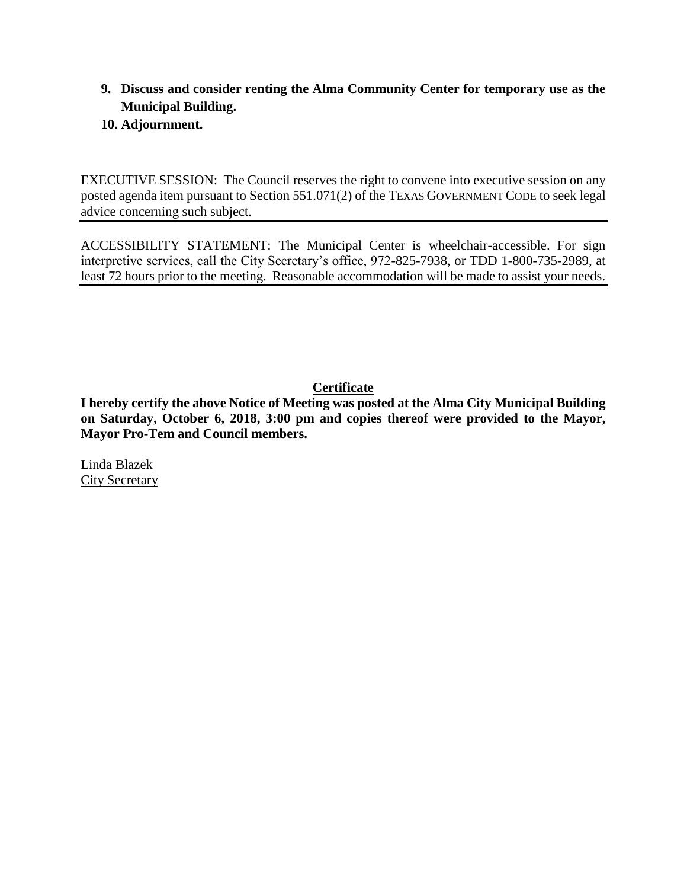9. **Discuss and consider renting the Alma Community Center for temporary use as the Municipal Building.**
10. **Adjournment.**

EXECUTIVE SESSION: The Council reserves the right to convene into executive session on any posted agenda item pursuant to Section 551.071(2) of the TEXAS GOVERNMENT CODE to seek legal advice concerning such subject.

---

ACCESSIBILITY STATEMENT: The Municipal Center is wheelchair-accessible. For sign interpretive services, call the City Secretary's office, 972-825-7938, or TDD 1-800-735-2989, at least 72 hours prior to the meeting. Reasonable accommodation will be made to assist your needs.

---

**Certificate**

**I hereby certify the above Notice of Meeting was posted at the Alma City Municipal Building on Saturday, October 6, 2018, 3:00 pm and copies thereof were provided to the Mayor, Mayor Pro-Tem and Council members.**

Linda Blazek
City Secretary